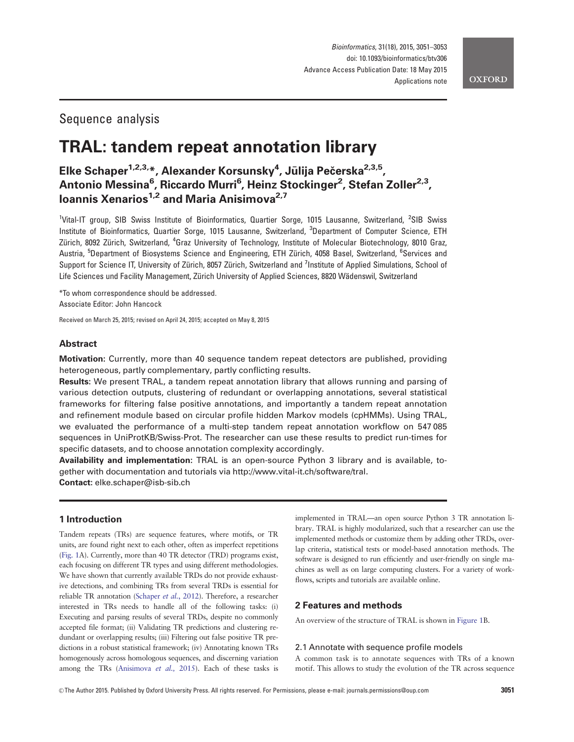Sequence analysis

# TRAL: tandem repeat annotation library

**Elke Schaper[1,2,3,*], Alexander Korsunsky[4], Jūlija Pečerska[2,3,5], Antonio Messina[6], Riccardo Murri[6], Heinz Stockinger[2], Stefan Zoller[2,3], Ioannis Xenarios[1,2] and Maria Anisimova[2,7]**

[1]Vital-IT group, SIB Swiss Institute of Bioinformatics, Quartier Sorge, 1015 Lausanne, Switzerland, [2]SIB Swiss Institute of Bioinformatics, Quartier Sorge, 1015 Lausanne, Switzerland, [3]Department of Computer Science, ETH Zürich, 8092 Zürich, Switzerland, [4]Graz University of Technology, Institute of Molecular Biotechnology, 8010 Graz, Austria, [5]Department of Biosystems Science and Engineering, ETH Zürich, 4058 Basel, Switzerland, [6]Services and Support for Science IT, University of Zürich, 8057 Zürich, Switzerland and [7]Institute of Applied Simulations, School of Life Sciences und Facility Management, Zürich University of Applied Sciences, 8820 Wädenswil, Switzerland

*To whom correspondence should be addressed.
Associate Editor: John Hancock

Received on March 25, 2015; revised on April 24, 2015; accepted on May 8, 2015

## Abstract

**Motivation:** Currently, more than 40 sequence tandem repeat detectors are published, providing heterogeneous, partly complementary, partly conflicting results.

**Results:** We present TRAL, a tandem repeat annotation library that allows running and parsing of various detection outputs, clustering of redundant or overlapping annotations, several statistical frameworks for filtering false positive annotations, and importantly a tandem repeat annotation and refinement module based on circular profile hidden Markov models (cpHMMs). Using TRAL, we evaluated the performance of a multi-step tandem repeat annotation workflow on 547 085 sequences in UniProtKB/Swiss-Prot. The researcher can use these results to predict run-times for specific datasets, and to choose annotation complexity accordingly.

**Availability and implementation:** TRAL is an open-source Python 3 library and is available, together with documentation and tutorials via http://www.vital-it.ch/software/tral.

**Contact:** elke.schaper@isb-sib.ch

## 1 Introduction

Tandem repeats (TRs) are sequence features, where motifs, or TR units, are found right next to each other, often as imperfect repetitions (Fig. 1A). Currently, more than 40 TR detector (TRD) programs exist, each focusing on different TR types and using different methodologies. We have shown that currently available TRDs do not provide exhaustive detections, and combining TRs from several TRDs is essential for reliable TR annotation (Schaper *et al.*, 2012). Therefore, a researcher interested in TRs needs to handle all of the following tasks: (i) Executing and parsing results of several TRDs, despite no commonly accepted file format; (ii) Validating TR predictions and clustering redundant or overlapping results; (iii) Filtering out false positive TR predictions in a robust statistical framework; (iv) Annotating known TRs homogenously across homologous sequences, and discerning variation among the TRs (Anisimova *et al.*, 2015). Each of these tasks is implemented in TRAL—an open source Python 3 TR annotation library. TRAL is highly modularized, such that a researcher can use the implemented methods or customize them by adding other TRDs, overlap criteria, statistical tests or model-based annotation methods. The software is designed to run efficiently and user-friendly on single machines as well as on large computing clusters. For a variety of workflows, scripts and tutorials are available online.

## 2 Features and methods

An overview of the structure of TRAL is shown in Figure 1B.

### 2.1 Annotate with sequence profile models

A common task is to annotate sequences with TRs of a known motif. This allows to study the evolution of the TR across sequence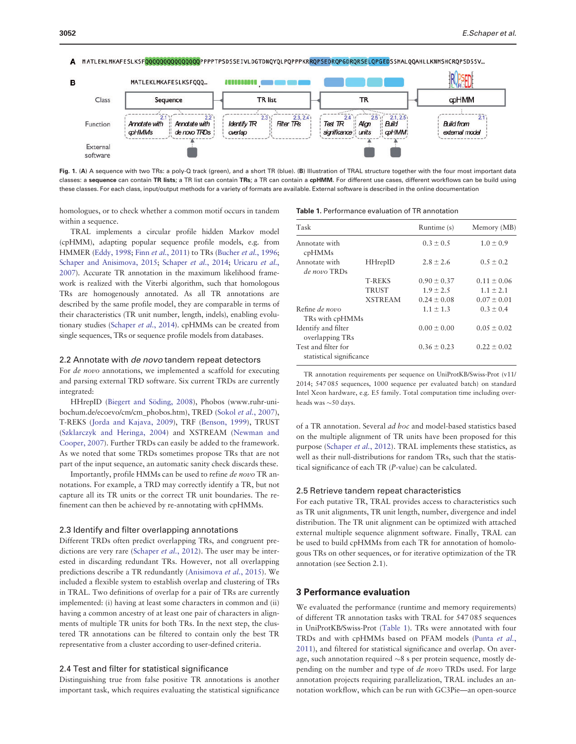**Fig. 1.** (**A**) A sequence with two TRs: a poly-Q track (green), and a short TR (blue). (**B**) Illustration of TRAL structure together with the four most important data classes: a **sequence** can contain **TR lists**; a TR list can contain **TRs**; a TR can contain a **cpHMM**. For different use cases, different workflows can be build using these classes. For each class, input/output methods for a variety of formats are available. External software is described in the online documentation

homologues, or to check whether a common motif occurs in tandem within a sequence.

TRAL implements a circular profile hidden Markov model (cpHMM), adapting popular sequence profile models, e.g. from HMMER (Eddy, 1998; Finn *et al.*, 2011) to TRs (Bucher *et al.*, 1996; Schaper and Anisimova, 2015; Schaper *et al.*, 2014; Uricaru *et al.*, 2007). Accurate TR annotation in the maximum likelihood framework is realized with the Viterbi algorithm, such that homologous TRs are homogenously annotated. As all TR annotations are described by the same profile model, they are comparable in terms of their characteristics (TR unit number, length, indels), enabling evolutionary studies (Schaper *et al.*, 2014). cpHMMs can be created from single sequences, TRs or sequence profile models from databases.

## 2.2 Annotate with *de novo* tandem repeat detectors

For *de novo* annotations, we implemented a scaffold for executing and parsing external TRD software. Six current TRDs are currently integrated:

HHrepID (Biegert and Söding, 2008), Phobos (www.ruhr-uni-bochum.de/ecoevo/cm/cm_phobos.htm), TRED (Sokol *et al.*, 2007), T-REKS (Jorda and Kajava, 2009), TRF (Benson, 1999), TRUST (Szklarczyk and Heringa, 2004) and XSTREAM (Newman and Cooper, 2007). Further TRDs can easily be added to the framework. As we noted that some TRDs sometimes propose TRs that are not part of the input sequence, an automatic sanity check discards these.

Importantly, profile HMMs can be used to refine *de novo* TR annotations. For example, a TRD may correctly identify a TR, but not capture all its TR units or the correct TR unit boundaries. The refinement can then be achieved by re-annotating with cpHMMs.

## 2.3 Identify and filter overlapping annotations

Different TRDs often predict overlapping TRs, and congruent predictions are very rare (Schaper *et al.*, 2012). The user may be interested in discarding redundant TRs. However, not all overlapping predictions describe a TR redundantly (Anisimova *et al.*, 2015). We included a flexible system to establish overlap and clustering of TRs in TRAL. Two definitions of overlap for a pair of TRs are currently implemented: (i) having at least some characters in common and (ii) having a common ancestry of at least one pair of characters in alignments of multiple TR units for both TRs. In the next step, the clustered TR annotations can be filtered to contain only the best TR representative from a cluster according to user-defined criteria.

## 2.4 Test and filter for statistical significance

Distinguishing true from false positive TR annotations is another important task, which requires evaluating the statistical significance of a TR annotation. Several *ad hoc* and model-based statistics based on the multiple alignment of TR units have been proposed for this purpose (Schaper *et al.*, 2012). TRAL implements these statistics, as well as their null-distributions for random TRs, such that the statistical significance of each TR (*P*-value) can be calculated.

## 2.5 Retrieve tandem repeat characteristics

For each putative TR, TRAL provides access to characteristics such as TR unit alignments, TR unit length, number, divergence and indel distribution. The TR unit alignment can be optimized with attached external multiple sequence alignment software. Finally, TRAL can be used to build cpHMMs from each TR for annotation of homologous TRs on other sequences, or for iterative optimization of the TR annotation (see Section 2.1).

**Table 1.** Performance evaluation of TR annotation

| Task | | Runtime (s) | Memory (MB) |
|---|---|---|---|
| Annotate with cpHMMs | | 0.3 ± 0.5 | 1.0 ± 0.9 |
| Annotate with *de novo* TRDs | HHrepID | 2.8 ± 2.6 | 0.5 ± 0.2 |
| | T-REKS | 0.90 ± 0.37 | 0.11 ± 0.06 |
| | TRUST | 1.9 ± 2.5 | 1.1 ± 2.1 |
| | XSTREAM | 0.24 ± 0.08 | 0.07 ± 0.01 |
| Refine *de novo* TRs with cpHMMs | | 1.1 ± 1.3 | 0.3 ± 0.4 |
| Identify and filter overlapping TRs | | 0.00 ± 0.00 | 0.05 ± 0.02 |
| Test and filter for statistical significance | | 0.36 ± 0.23 | 0.22 ± 0.02 |

TR annotation requirements per sequence on UniProtKB/Swiss-Prot (v11/2014; 547 085 sequences, 1000 sequence per evaluated batch) on standard Intel Xeon hardware, e.g. E5 family. Total computation time including overheads was ~50 days.

# 3 Performance evaluation

We evaluated the performance (runtime and memory requirements) of different TR annotation tasks with TRAL for 547 085 sequences in UniProtKB/Swiss-Prot (Table 1). TRs were annotated with four TRDs and with cpHMMs based on PFAM models (Punta *et al.*, 2011), and filtered for statistical significance and overlap. On average, such annotation required ~8 s per protein sequence, mostly depending on the number and type of *de novo* TRDs used. For large annotation projects requiring parallelization, TRAL includes an annotation workflow, which can be run with GC3Pie—an open-source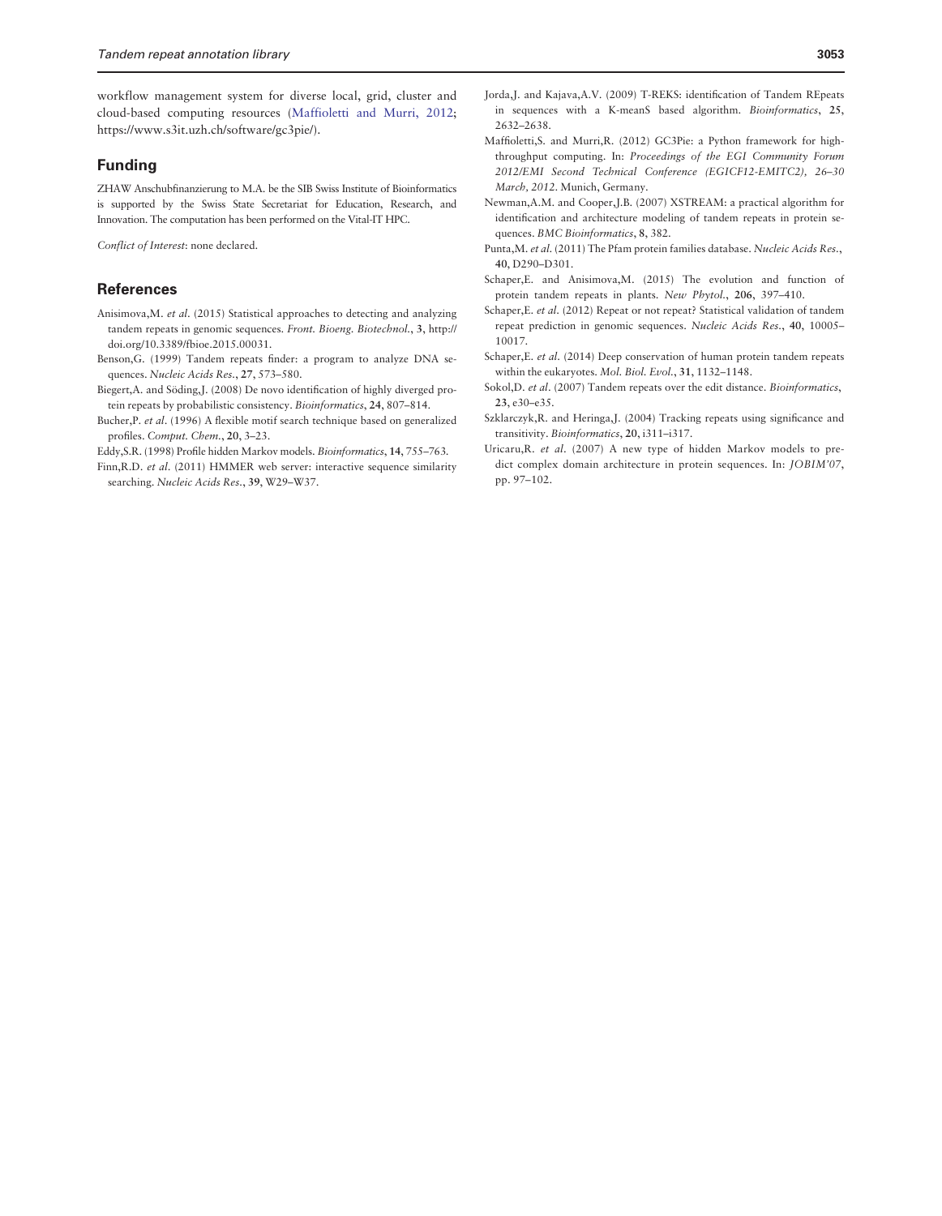workflow management system for diverse local, grid, cluster and cloud-based computing resources (Maffioletti and Murri, 2012; https://www.s3it.uzh.ch/software/gc3pie/).

## Funding

ZHAW Anschubfinanzierung to M.A. be the SIB Swiss Institute of Bioinformatics is supported by the Swiss State Secretariat for Education, Research, and Innovation. The computation has been performed on the Vital-IT HPC.

*Conflict of Interest*: none declared.

## References

Anisimova,M. *et al*. (2015) Statistical approaches to detecting and analyzing tandem repeats in genomic sequences. *Front. Bioeng. Biotechnol.*, **3**, http://doi.org/10.3389/fbioe.2015.00031.

Benson,G. (1999) Tandem repeats finder: a program to analyze DNA sequences. *Nucleic Acids Res.*, **27**, 573–580.

Biegert,A. and Söding,J. (2008) De novo identification of highly diverged protein repeats by probabilistic consistency. *Bioinformatics*, **24**, 807–814.

Bucher,P. *et al*. (1996) A flexible motif search technique based on generalized profiles. *Comput. Chem.*, **20**, 3–23.

Eddy,S.R. (1998) Profile hidden Markov models. *Bioinformatics*, **14**, 755–763.

Finn,R.D. *et al*. (2011) HMMER web server: interactive sequence similarity searching. *Nucleic Acids Res.*, **39**, W29–W37.

Jorda,J. and Kajava,A.V. (2009) T-REKS: identification of Tandem REpeats in sequences with a K-meanS based algorithm. *Bioinformatics*, **25**, 2632–2638.

Maffioletti,S. and Murri,R. (2012) GC3Pie: a Python framework for high-throughput computing. In: *Proceedings of the EGI Community Forum 2012/EMI Second Technical Conference (EGICF12-EMITC2), 26–30 March, 2012*. Munich, Germany.

Newman,A.M. and Cooper,J.B. (2007) XSTREAM: a practical algorithm for identification and architecture modeling of tandem repeats in protein sequences. *BMC Bioinformatics*, **8**, 382.

Punta,M. *et al*. (2011) The Pfam protein families database. *Nucleic Acids Res.*, **40**, D290–D301.

Schaper,E. and Anisimova,M. (2015) The evolution and function of protein tandem repeats in plants. *New Phytol.*, **206**, 397–410.

Schaper,E. *et al*. (2012) Repeat or not repeat? Statistical validation of tandem repeat prediction in genomic sequences. *Nucleic Acids Res.*, **40**, 10005–10017.

Schaper,E. *et al*. (2014) Deep conservation of human protein tandem repeats within the eukaryotes. *Mol. Biol. Evol.*, **31**, 1132–1148.

Sokol,D. *et al*. (2007) Tandem repeats over the edit distance. *Bioinformatics*, **23**, e30–e35.

Szklarczyk,R. and Heringa,J. (2004) Tracking repeats using significance and transitivity. *Bioinformatics*, **20**, i311–i317.

Uricaru,R. *et al*. (2007) A new type of hidden Markov models to predict complex domain architecture in protein sequences. In: *JOBIM'07*, pp. 97–102.